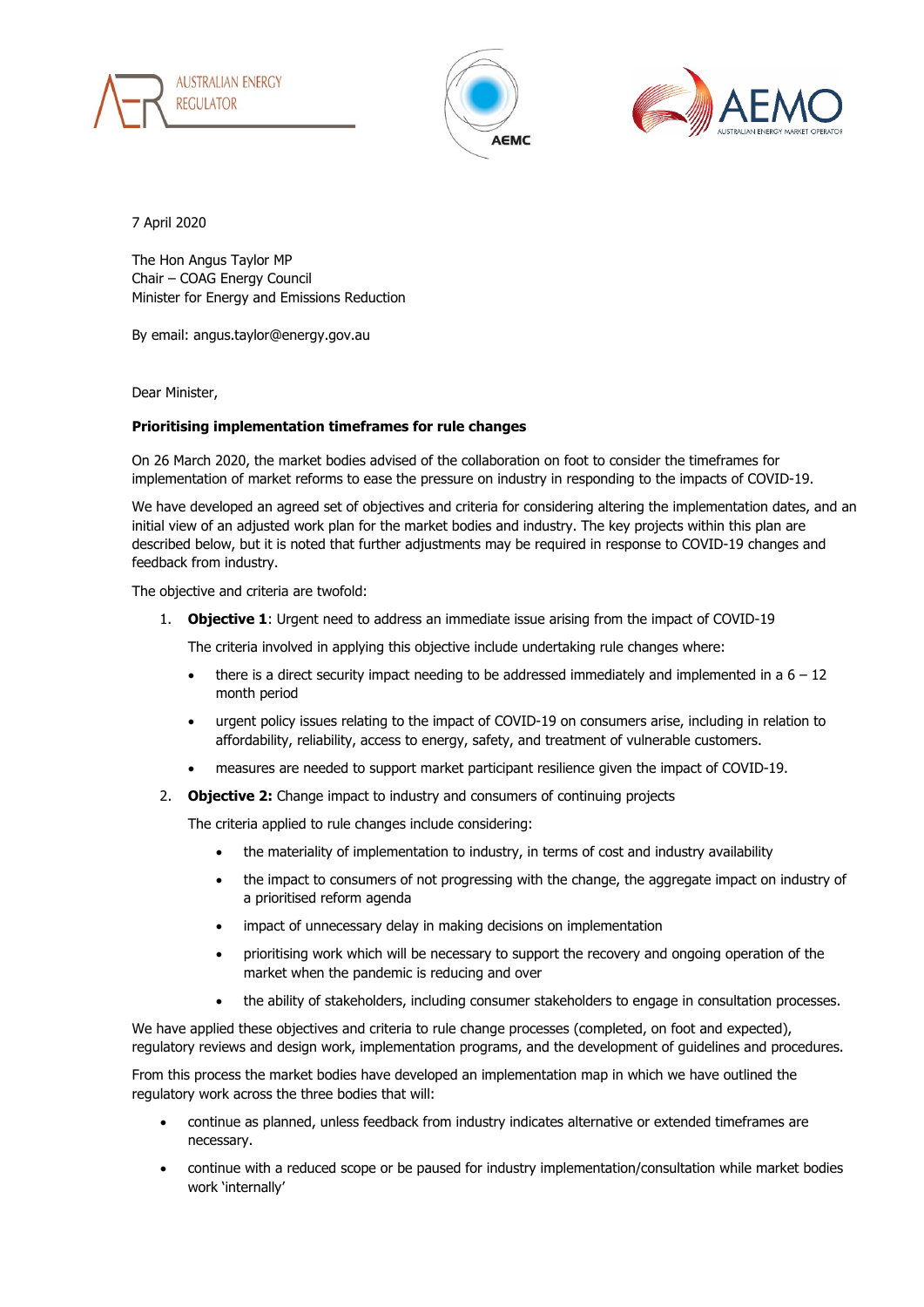7 April 2020

The Hon Angus Taylor MP
Chair – COAG Energy Council
Minister for Energy and Emissions Reduction

By email: angus.taylor@energy.gov.au

Dear Minister,

**Prioritising implementation timeframes for rule changes**

On 26 March 2020, the market bodies advised of the collaboration on foot to consider the timeframes for implementation of market reforms to ease the pressure on industry in responding to the impacts of COVID-19.

We have developed an agreed set of objectives and criteria for considering altering the implementation dates, and an initial view of an adjusted work plan for the market bodies and industry. The key projects within this plan are described below, but it is noted that further adjustments may be required in response to COVID-19 changes and feedback from industry.

The objective and criteria are twofold:

1. **Objective 1**: Urgent need to address an immediate issue arising from the impact of COVID-19

   The criteria involved in applying this objective include undertaking rule changes where:

   - there is a direct security impact needing to be addressed immediately and implemented in a 6 – 12 month period
   - urgent policy issues relating to the impact of COVID-19 on consumers arise, including in relation to affordability, reliability, access to energy, safety, and treatment of vulnerable customers.
   - measures are needed to support market participant resilience given the impact of COVID-19.

2. **Objective 2:** Change impact to industry and consumers of continuing projects

   The criteria applied to rule changes include considering:

   - the materiality of implementation to industry, in terms of cost and industry availability
   - the impact to consumers of not progressing with the change, the aggregate impact on industry of a prioritised reform agenda
   - impact of unnecessary delay in making decisions on implementation
   - prioritising work which will be necessary to support the recovery and ongoing operation of the market when the pandemic is reducing and over
   - the ability of stakeholders, including consumer stakeholders to engage in consultation processes.

We have applied these objectives and criteria to rule change processes (completed, on foot and expected), regulatory reviews and design work, implementation programs, and the development of guidelines and procedures.

From this process the market bodies have developed an implementation map in which we have outlined the regulatory work across the three bodies that will:

- continue as planned, unless feedback from industry indicates alternative or extended timeframes are necessary.
- continue with a reduced scope or be paused for industry implementation/consultation while market bodies work 'internally'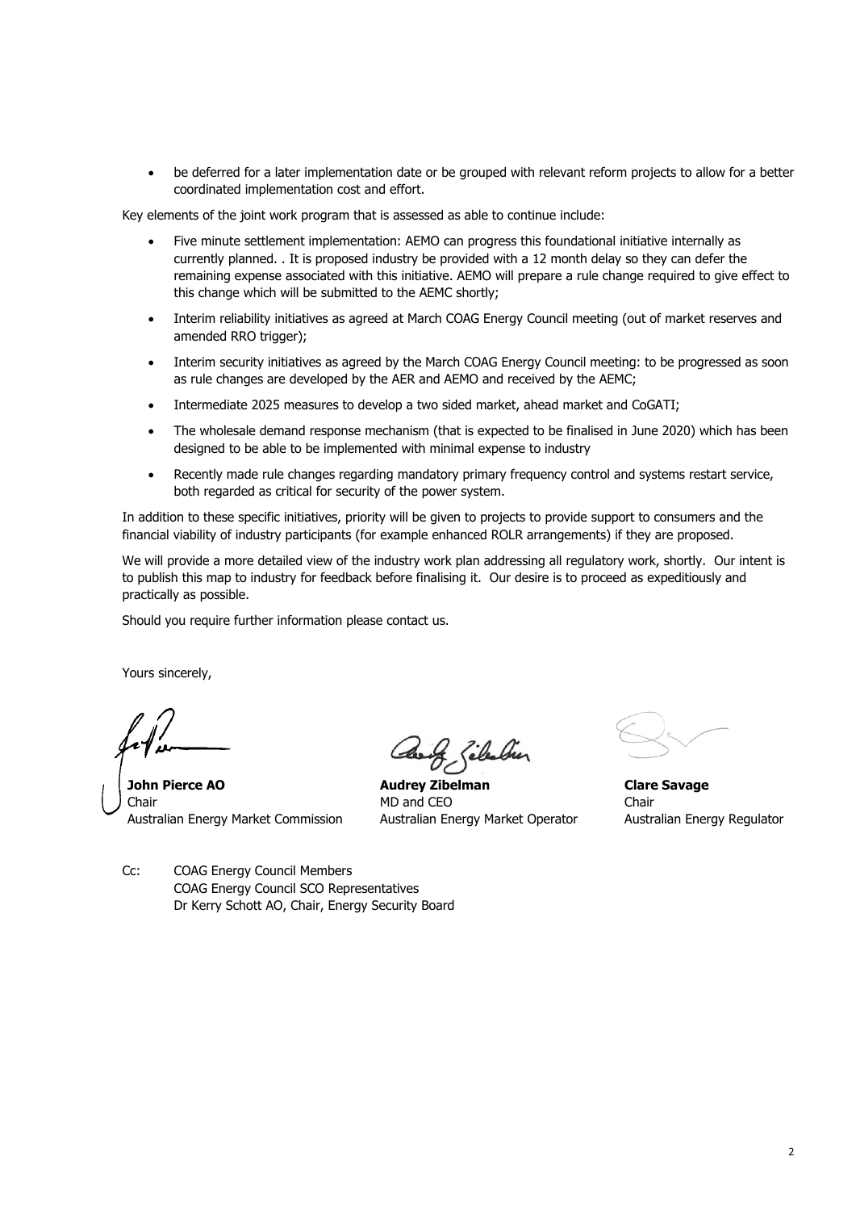- be deferred for a later implementation date or be grouped with relevant reform projects to allow for a better coordinated implementation cost and effort.

Key elements of the joint work program that is assessed as able to continue include:

- Five minute settlement implementation: AEMO can progress this foundational initiative internally as currently planned. . It is proposed industry be provided with a 12 month delay so they can defer the remaining expense associated with this initiative. AEMO will prepare a rule change required to give effect to this change which will be submitted to the AEMC shortly;
- Interim reliability initiatives as agreed at March COAG Energy Council meeting (out of market reserves and amended RRO trigger);
- Interim security initiatives as agreed by the March COAG Energy Council meeting: to be progressed as soon as rule changes are developed by the AER and AEMO and received by the AEMC;
- Intermediate 2025 measures to develop a two sided market, ahead market and CoGATI;
- The wholesale demand response mechanism (that is expected to be finalised in June 2020) which has been designed to be able to be implemented with minimal expense to industry
- Recently made rule changes regarding mandatory primary frequency control and systems restart service, both regarded as critical for security of the power system.

In addition to these specific initiatives, priority will be given to projects to provide support to consumers and the financial viability of industry participants (for example enhanced ROLR arrangements) if they are proposed.

We will provide a more detailed view of the industry work plan addressing all regulatory work, shortly. Our intent is to publish this map to industry for feedback before finalising it. Our desire is to proceed as expeditiously and practically as possible.

Should you require further information please contact us.

Yours sincerely,

| | | |
|---|---|---|
| **John Pierce AO** | **Audrey Zibelman** | **Clare Savage** |
| Chair | MD and CEO | Chair |
| Australian Energy Market Commission | Australian Energy Market Operator | Australian Energy Regulator |

Cc: COAG Energy Council Members
COAG Energy Council SCO Representatives
Dr Kerry Schott AO, Chair, Energy Security Board